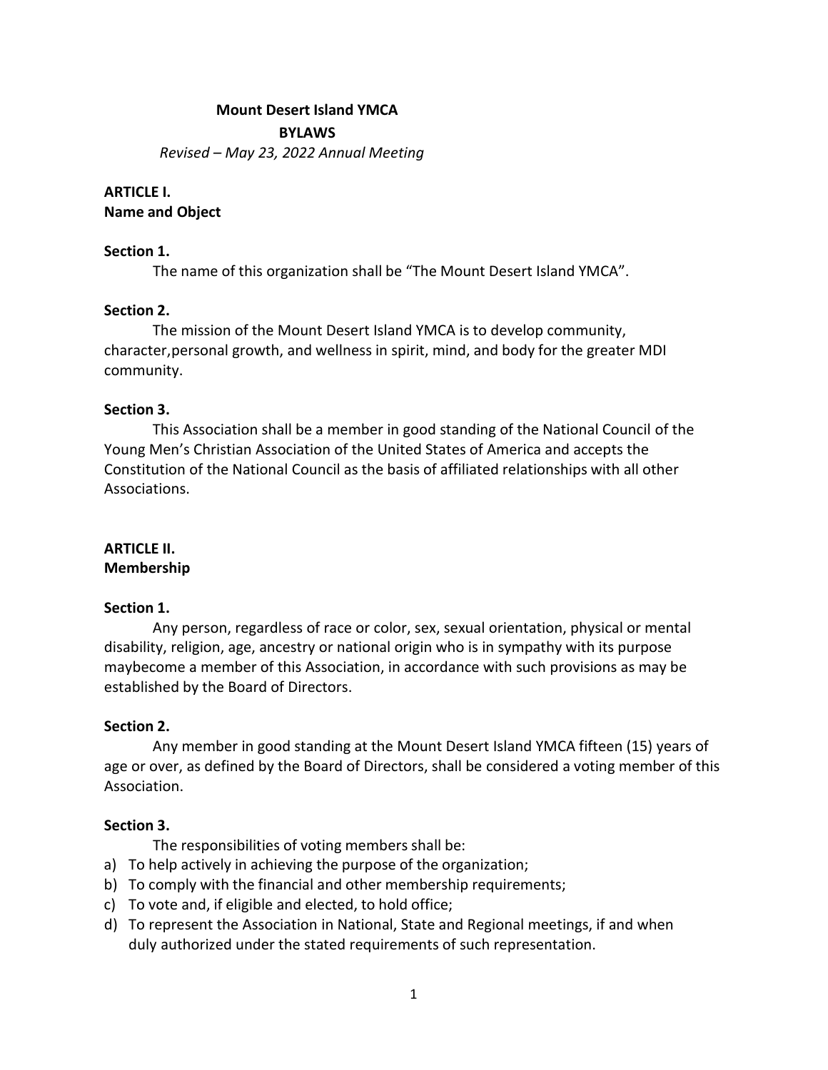# Mount Desert Island YMCA

## BYLAWS

*Revised – May 23, 2022 Annual Meeting*

## ARTICLE I.
## Name and Object

### Section 1.

The name of this organization shall be "The Mount Desert Island YMCA".

### Section 2.

The mission of the Mount Desert Island YMCA is to develop community, character,personal growth, and wellness in spirit, mind, and body for the greater MDI community.

### Section 3.

This Association shall be a member in good standing of the National Council of the Young Men's Christian Association of the United States of America and accepts the Constitution of the National Council as the basis of affiliated relationships with all other Associations.

## ARTICLE II.
## Membership

### Section 1.

Any person, regardless of race or color, sex, sexual orientation, physical or mental disability, religion, age, ancestry or national origin who is in sympathy with its purpose maybecome a member of this Association, in accordance with such provisions as may be established by the Board of Directors.

### Section 2.

Any member in good standing at the Mount Desert Island YMCA fifteen (15) years of age or over, as defined by the Board of Directors, shall be considered a voting member of this Association.

### Section 3.

The responsibilities of voting members shall be:

a) To help actively in achieving the purpose of the organization;
b) To comply with the financial and other membership requirements;
c) To vote and, if eligible and elected, to hold office;
d) To represent the Association in National, State and Regional meetings, if and when duly authorized under the stated requirements of such representation.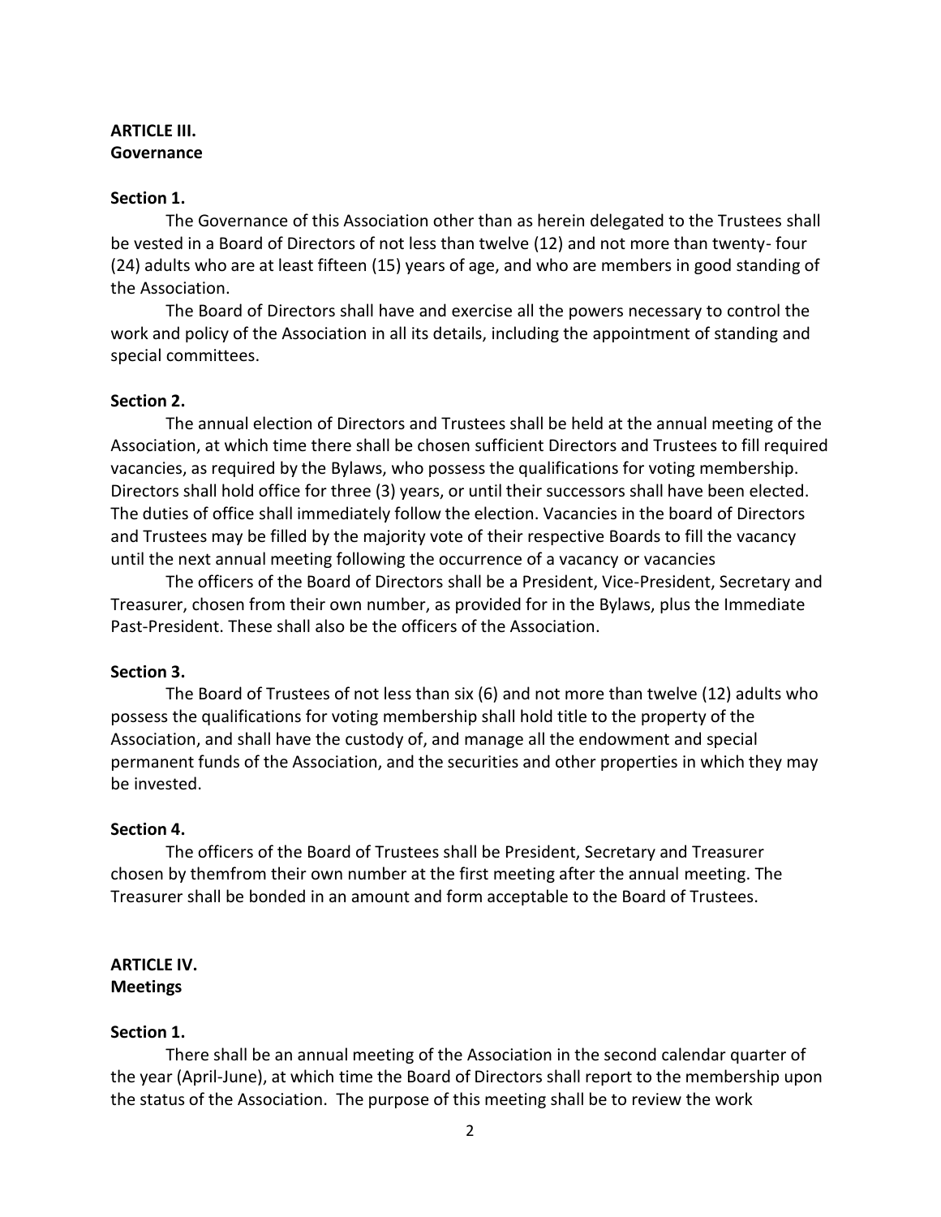**ARTICLE III.**
**Governance**

**Section 1.**

The Governance of this Association other than as herein delegated to the Trustees shall be vested in a Board of Directors of not less than twelve (12) and not more than twenty- four (24) adults who are at least fifteen (15) years of age, and who are members in good standing of the Association.

The Board of Directors shall have and exercise all the powers necessary to control the work and policy of the Association in all its details, including the appointment of standing and special committees.

**Section 2.**

The annual election of Directors and Trustees shall be held at the annual meeting of the Association, at which time there shall be chosen sufficient Directors and Trustees to fill required vacancies, as required by the Bylaws, who possess the qualifications for voting membership. Directors shall hold office for three (3) years, or until their successors shall have been elected. The duties of office shall immediately follow the election. Vacancies in the board of Directors and Trustees may be filled by the majority vote of their respective Boards to fill the vacancy until the next annual meeting following the occurrence of a vacancy or vacancies

The officers of the Board of Directors shall be a President, Vice-President, Secretary and Treasurer, chosen from their own number, as provided for in the Bylaws, plus the Immediate Past-President. These shall also be the officers of the Association.

**Section 3.**

The Board of Trustees of not less than six (6) and not more than twelve (12) adults who possess the qualifications for voting membership shall hold title to the property of the Association, and shall have the custody of, and manage all the endowment and special permanent funds of the Association, and the securities and other properties in which they may be invested.

**Section 4.**

The officers of the Board of Trustees shall be President, Secretary and Treasurer chosen by themfrom their own number at the first meeting after the annual meeting. The Treasurer shall be bonded in an amount and form acceptable to the Board of Trustees.

**ARTICLE IV.**
**Meetings**

**Section 1.**

There shall be an annual meeting of the Association in the second calendar quarter of the year (April-June), at which time the Board of Directors shall report to the membership upon the status of the Association. The purpose of this meeting shall be to review the work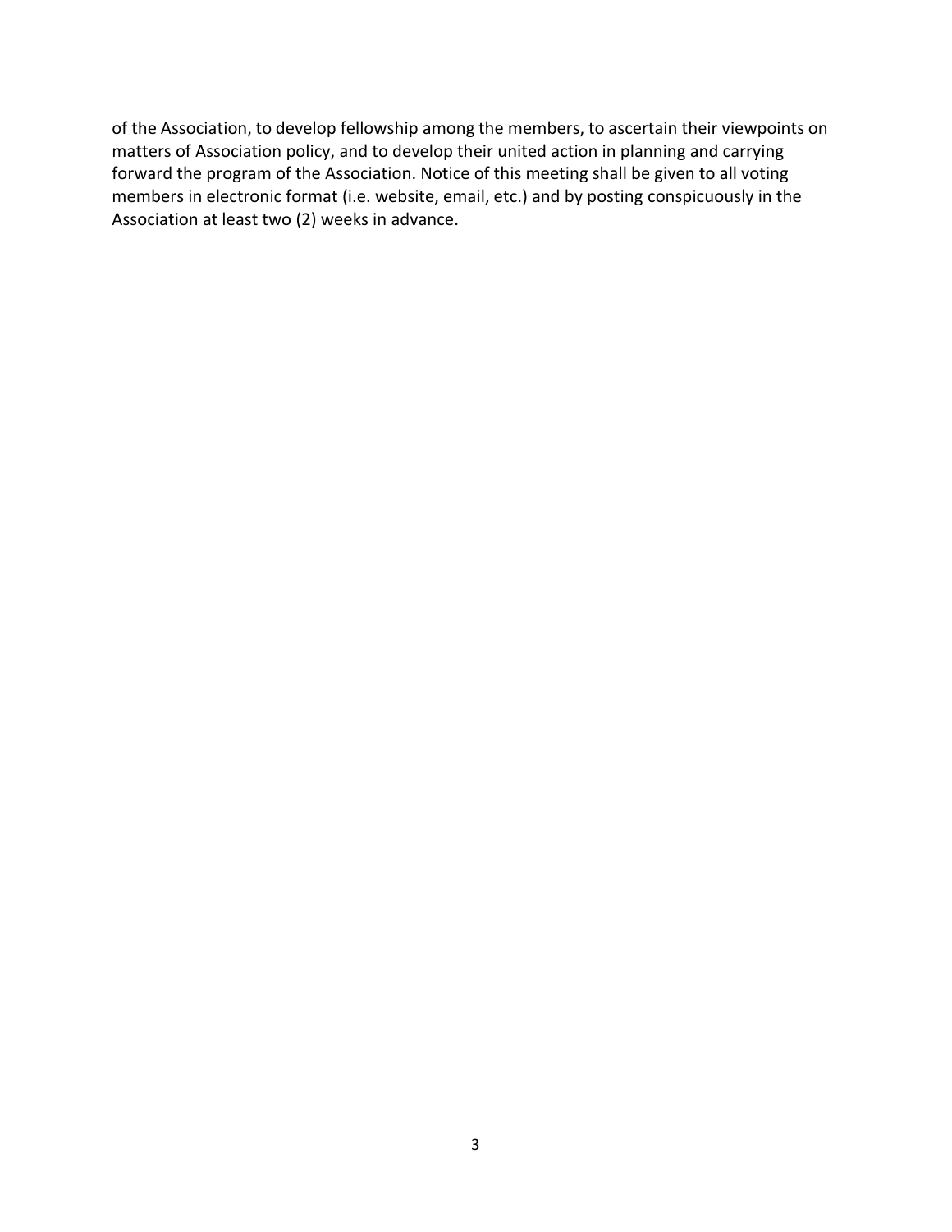of the Association, to develop fellowship among the members, to ascertain their viewpoints on matters of Association policy, and to develop their united action in planning and carrying forward the program of the Association. Notice of this meeting shall be given to all voting members in electronic format (i.e. website, email, etc.) and by posting conspicuously in the Association at least two (2) weeks in advance.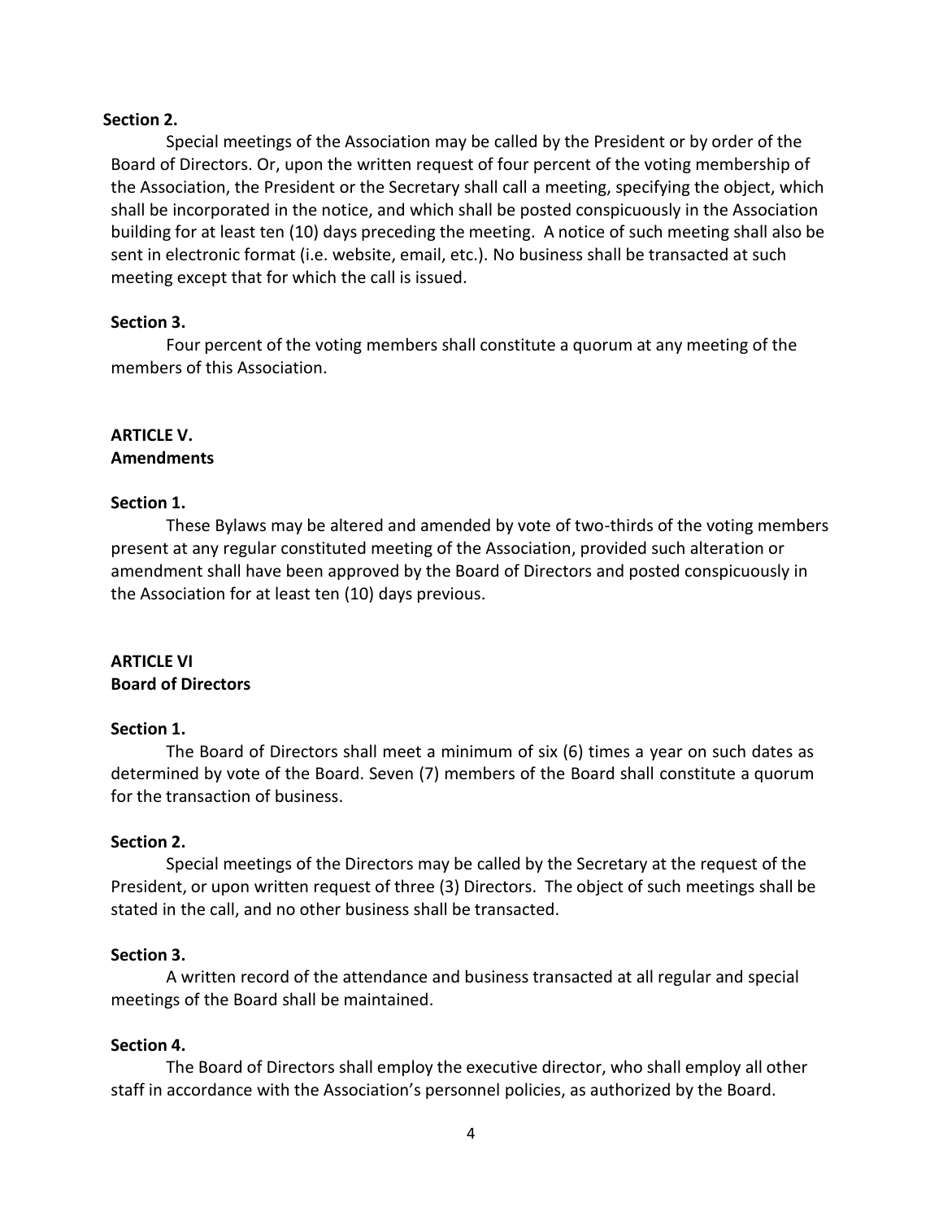**Section 2.**

Special meetings of the Association may be called by the President or by order of the Board of Directors. Or, upon the written request of four percent of the voting membership of the Association, the President or the Secretary shall call a meeting, specifying the object, which shall be incorporated in the notice, and which shall be posted conspicuously in the Association building for at least ten (10) days preceding the meeting. A notice of such meeting shall also be sent in electronic format (i.e. website, email, etc.). No business shall be transacted at such meeting except that for which the call is issued.

**Section 3.**

Four percent of the voting members shall constitute a quorum at any meeting of the members of this Association.

## ARTICLE V.
## Amendments

**Section 1.**

These Bylaws may be altered and amended by vote of two-thirds of the voting members present at any regular constituted meeting of the Association, provided such alteration or amendment shall have been approved by the Board of Directors and posted conspicuously in the Association for at least ten (10) days previous.

## ARTICLE VI
## Board of Directors

**Section 1.**

The Board of Directors shall meet a minimum of six (6) times a year on such dates as determined by vote of the Board. Seven (7) members of the Board shall constitute a quorum for the transaction of business.

**Section 2.**

Special meetings of the Directors may be called by the Secretary at the request of the President, or upon written request of three (3) Directors. The object of such meetings shall be stated in the call, and no other business shall be transacted.

**Section 3.**

A written record of the attendance and business transacted at all regular and special meetings of the Board shall be maintained.

**Section 4.**

The Board of Directors shall employ the executive director, who shall employ all other staff in accordance with the Association's personnel policies, as authorized by the Board.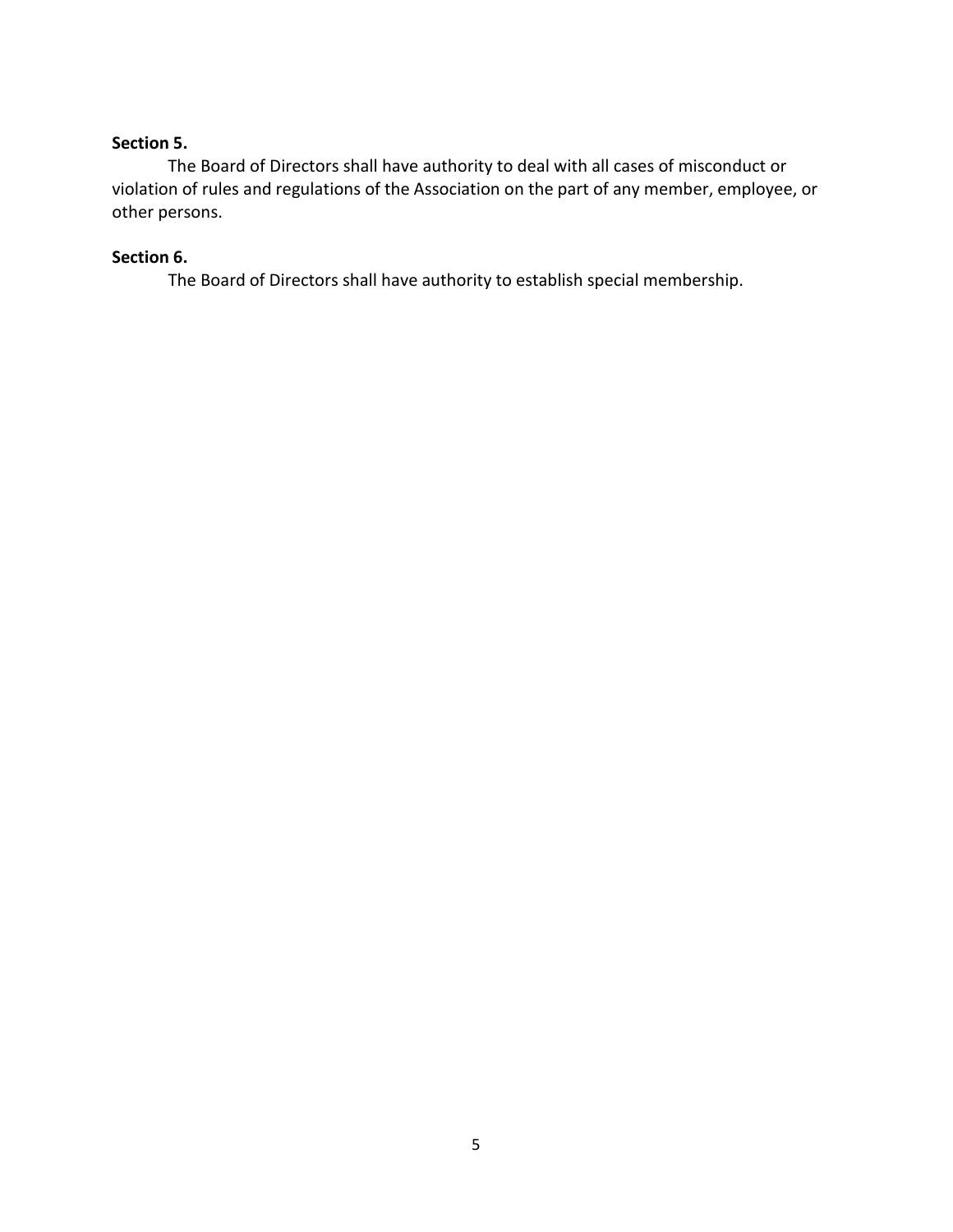**Section 5.**

The Board of Directors shall have authority to deal with all cases of misconduct or violation of rules and regulations of the Association on the part of any member, employee, or other persons.

**Section 6.**

The Board of Directors shall have authority to establish special membership.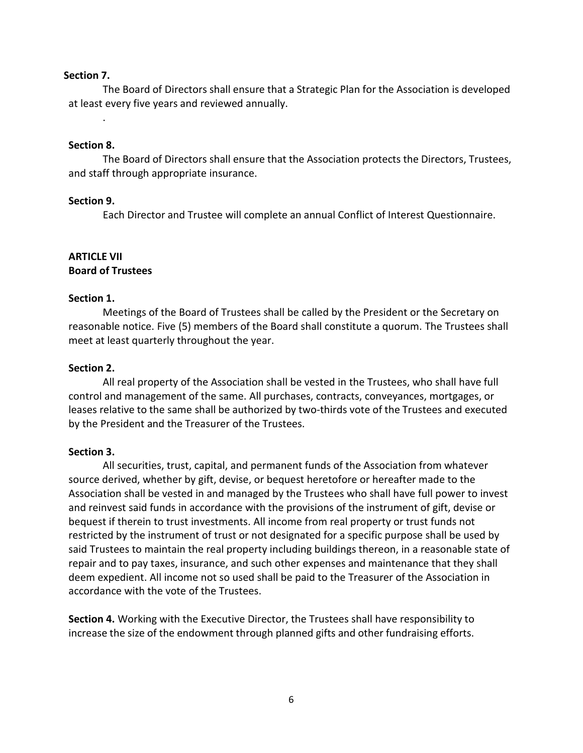**Section 7.**

The Board of Directors shall ensure that a Strategic Plan for the Association is developed at least every five years and reviewed annually.

.

**Section 8.**

The Board of Directors shall ensure that the Association protects the Directors, Trustees, and staff through appropriate insurance.

**Section 9.**

Each Director and Trustee will complete an annual Conflict of Interest Questionnaire.

## ARTICLE VII
## Board of Trustees

**Section 1.**

Meetings of the Board of Trustees shall be called by the President or the Secretary on reasonable notice. Five (5) members of the Board shall constitute a quorum. The Trustees shall meet at least quarterly throughout the year.

**Section 2.**

All real property of the Association shall be vested in the Trustees, who shall have full control and management of the same. All purchases, contracts, conveyances, mortgages, or leases relative to the same shall be authorized by two-thirds vote of the Trustees and executed by the President and the Treasurer of the Trustees.

**Section 3.**

All securities, trust, capital, and permanent funds of the Association from whatever source derived, whether by gift, devise, or bequest heretofore or hereafter made to the Association shall be vested in and managed by the Trustees who shall have full power to invest and reinvest said funds in accordance with the provisions of the instrument of gift, devise or bequest if therein to trust investments. All income from real property or trust funds not restricted by the instrument of trust or not designated for a specific purpose shall be used by said Trustees to maintain the real property including buildings thereon, in a reasonable state of repair and to pay taxes, insurance, and such other expenses and maintenance that they shall deem expedient. All income not so used shall be paid to the Treasurer of the Association in accordance with the vote of the Trustees.

**Section 4.** Working with the Executive Director, the Trustees shall have responsibility to increase the size of the endowment through planned gifts and other fundraising efforts.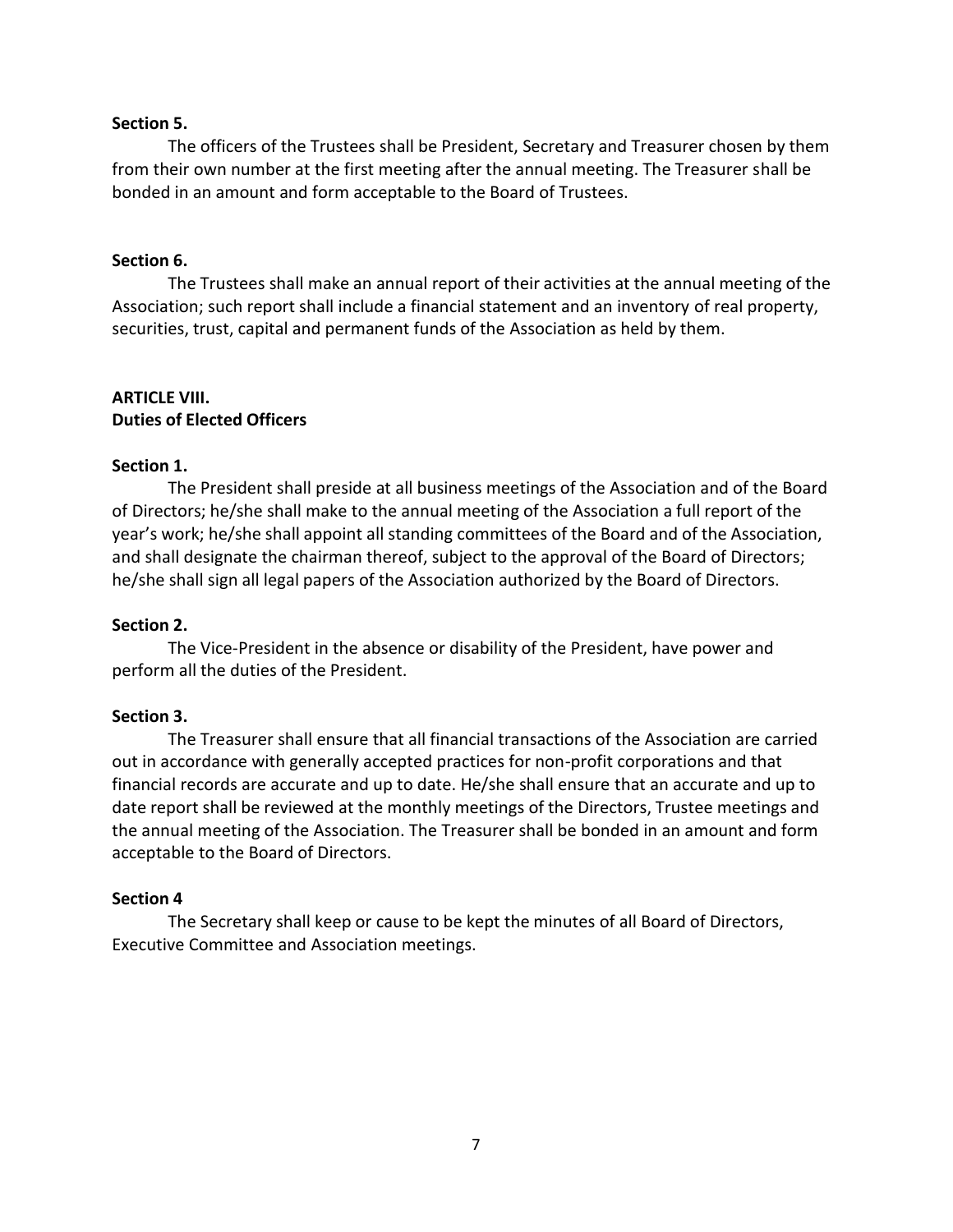**Section 5.**

The officers of the Trustees shall be President, Secretary and Treasurer chosen by them from their own number at the first meeting after the annual meeting. The Treasurer shall be bonded in an amount and form acceptable to the Board of Trustees.

**Section 6.**

The Trustees shall make an annual report of their activities at the annual meeting of the Association; such report shall include a financial statement and an inventory of real property, securities, trust, capital and permanent funds of the Association as held by them.

**ARTICLE VIII.**
**Duties of Elected Officers**

**Section 1.**

The President shall preside at all business meetings of the Association and of the Board of Directors; he/she shall make to the annual meeting of the Association a full report of the year's work; he/she shall appoint all standing committees of the Board and of the Association, and shall designate the chairman thereof, subject to the approval of the Board of Directors; he/she shall sign all legal papers of the Association authorized by the Board of Directors.

**Section 2.**

The Vice-President in the absence or disability of the President, have power and perform all the duties of the President.

**Section 3.**

The Treasurer shall ensure that all financial transactions of the Association are carried out in accordance with generally accepted practices for non-profit corporations and that financial records are accurate and up to date. He/she shall ensure that an accurate and up to date report shall be reviewed at the monthly meetings of the Directors, Trustee meetings and the annual meeting of the Association. The Treasurer shall be bonded in an amount and form acceptable to the Board of Directors.

**Section 4**

The Secretary shall keep or cause to be kept the minutes of all Board of Directors, Executive Committee and Association meetings.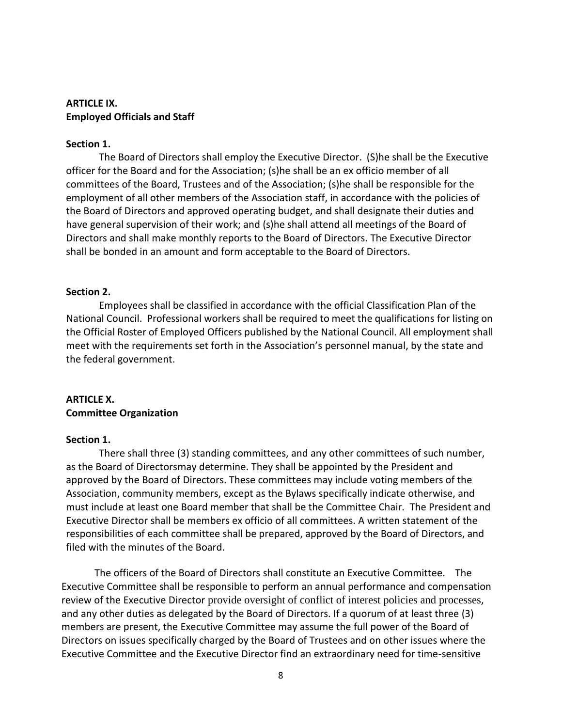**ARTICLE IX.**
**Employed Officials and Staff**

**Section 1.**

The Board of Directors shall employ the Executive Director. (S)he shall be the Executive officer for the Board and for the Association; (s)he shall be an ex officio member of all committees of the Board, Trustees and of the Association; (s)he shall be responsible for the employment of all other members of the Association staff, in accordance with the policies of the Board of Directors and approved operating budget, and shall designate their duties and have general supervision of their work; and (s)he shall attend all meetings of the Board of Directors and shall make monthly reports to the Board of Directors. The Executive Director shall be bonded in an amount and form acceptable to the Board of Directors.

**Section 2.**

Employees shall be classified in accordance with the official Classification Plan of the National Council. Professional workers shall be required to meet the qualifications for listing on the Official Roster of Employed Officers published by the National Council. All employment shall meet with the requirements set forth in the Association's personnel manual, by the state and the federal government.

**ARTICLE X.**
**Committee Organization**

**Section 1.**

There shall three (3) standing committees, and any other committees of such number, as the Board of Directorsmay determine. They shall be appointed by the President and approved by the Board of Directors. These committees may include voting members of the Association, community members, except as the Bylaws specifically indicate otherwise, and must include at least one Board member that shall be the Committee Chair. The President and Executive Director shall be members ex officio of all committees. A written statement of the responsibilities of each committee shall be prepared, approved by the Board of Directors, and filed with the minutes of the Board.

The officers of the Board of Directors shall constitute an Executive Committee. The Executive Committee shall be responsible to perform an annual performance and compensation review of the Executive Director provide oversight of conflict of interest policies and processes, and any other duties as delegated by the Board of Directors. If a quorum of at least three (3) members are present, the Executive Committee may assume the full power of the Board of Directors on issues specifically charged by the Board of Trustees and on other issues where the Executive Committee and the Executive Director find an extraordinary need for time-sensitive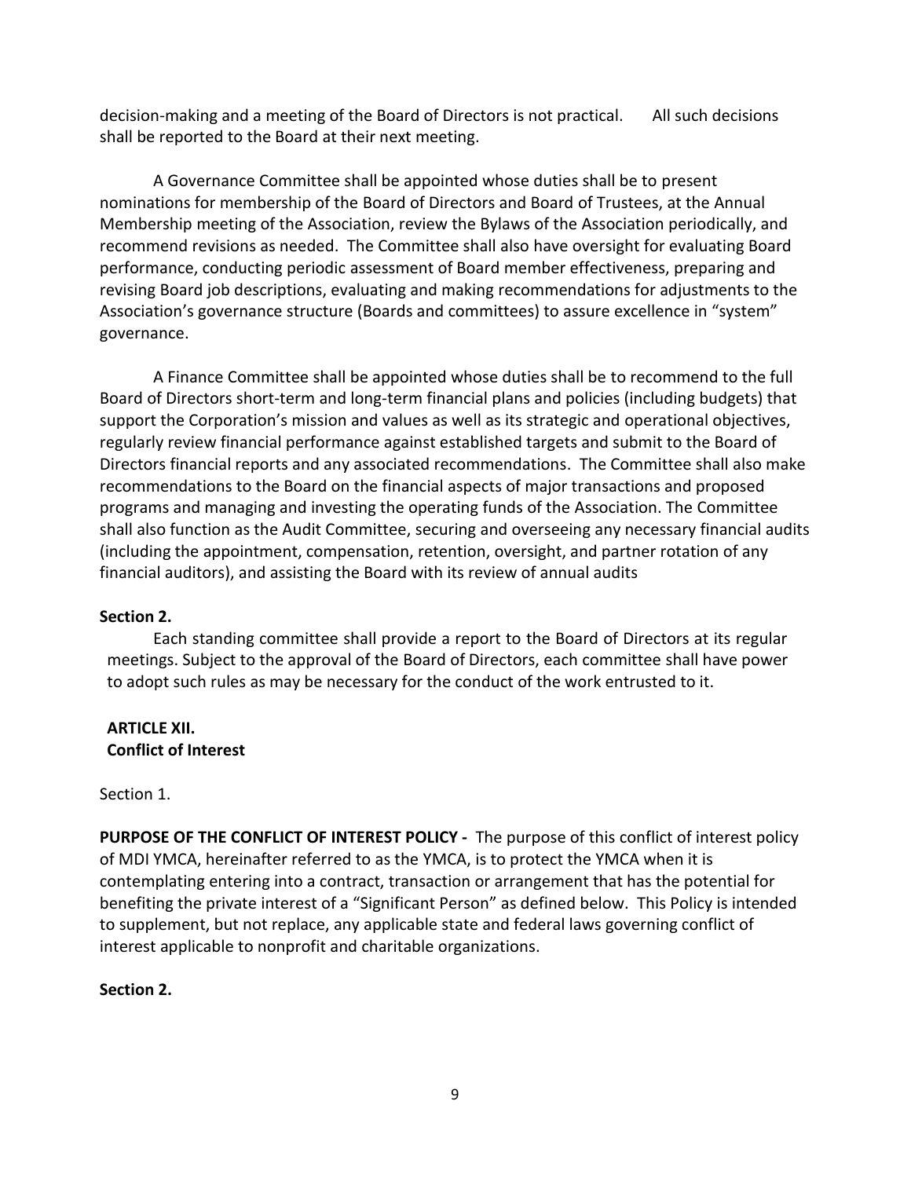decision-making and a meeting of the Board of Directors is not practical. All such decisions shall be reported to the Board at their next meeting.

A Governance Committee shall be appointed whose duties shall be to present nominations for membership of the Board of Directors and Board of Trustees, at the Annual Membership meeting of the Association, review the Bylaws of the Association periodically, and recommend revisions as needed. The Committee shall also have oversight for evaluating Board performance, conducting periodic assessment of Board member effectiveness, preparing and revising Board job descriptions, evaluating and making recommendations for adjustments to the Association's governance structure (Boards and committees) to assure excellence in "system" governance.

A Finance Committee shall be appointed whose duties shall be to recommend to the full Board of Directors short-term and long-term financial plans and policies (including budgets) that support the Corporation's mission and values as well as its strategic and operational objectives, regularly review financial performance against established targets and submit to the Board of Directors financial reports and any associated recommendations. The Committee shall also make recommendations to the Board on the financial aspects of major transactions and proposed programs and managing and investing the operating funds of the Association. The Committee shall also function as the Audit Committee, securing and overseeing any necessary financial audits (including the appointment, compensation, retention, oversight, and partner rotation of any financial auditors), and assisting the Board with its review of annual audits

**Section 2.**

Each standing committee shall provide a report to the Board of Directors at its regular meetings. Subject to the approval of the Board of Directors, each committee shall have power to adopt such rules as may be necessary for the conduct of the work entrusted to it.

**ARTICLE XII.**
**Conflict of Interest**

Section 1.

**PURPOSE OF THE CONFLICT OF INTEREST POLICY -** The purpose of this conflict of interest policy of MDI YMCA, hereinafter referred to as the YMCA, is to protect the YMCA when it is contemplating entering into a contract, transaction or arrangement that has the potential for benefiting the private interest of a "Significant Person" as defined below. This Policy is intended to supplement, but not replace, any applicable state and federal laws governing conflict of interest applicable to nonprofit and charitable organizations.

**Section 2.**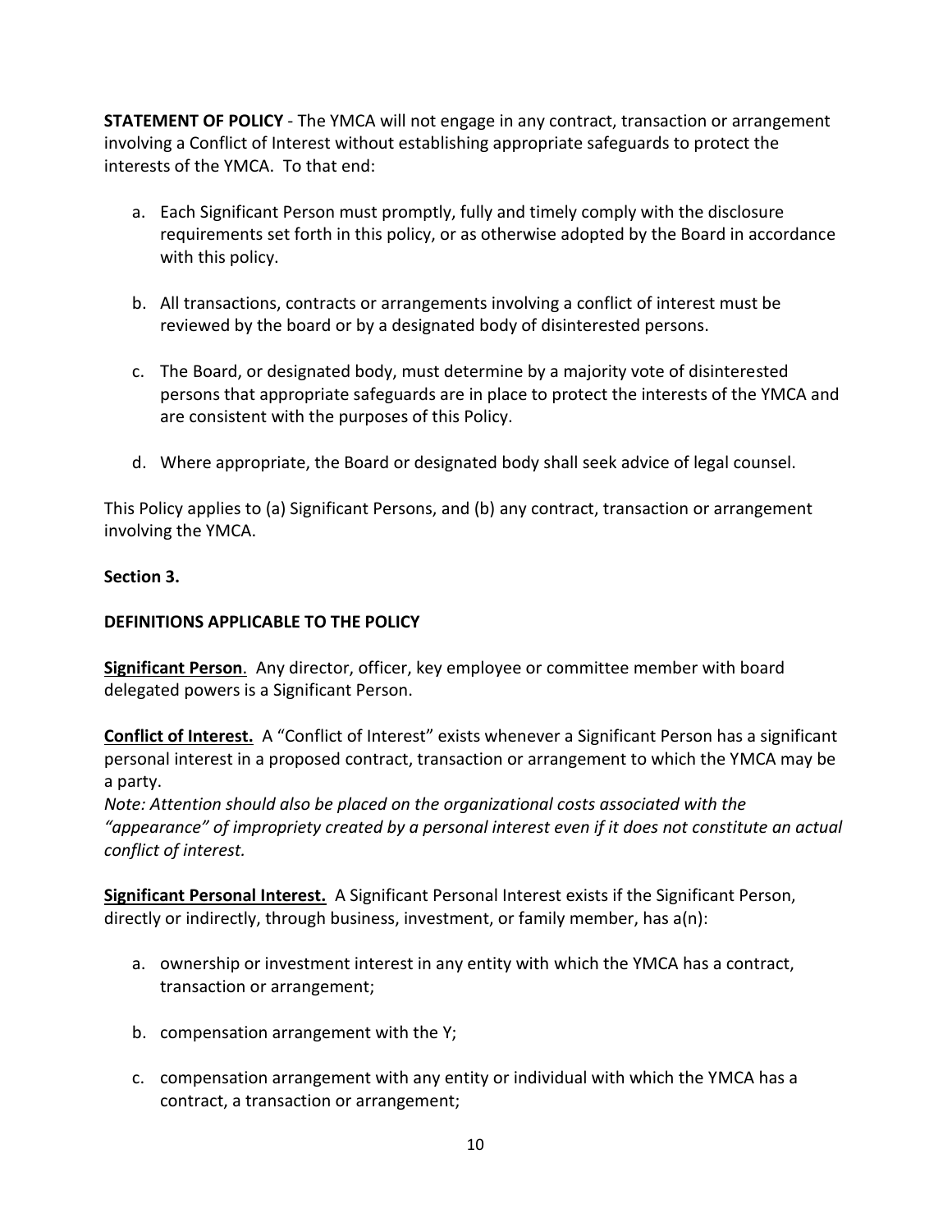**STATEMENT OF POLICY** - The YMCA will not engage in any contract, transaction or arrangement involving a Conflict of Interest without establishing appropriate safeguards to protect the interests of the YMCA. To that end:

a. Each Significant Person must promptly, fully and timely comply with the disclosure requirements set forth in this policy, or as otherwise adopted by the Board in accordance with this policy.

b. All transactions, contracts or arrangements involving a conflict of interest must be reviewed by the board or by a designated body of disinterested persons.

c. The Board, or designated body, must determine by a majority vote of disinterested persons that appropriate safeguards are in place to protect the interests of the YMCA and are consistent with the purposes of this Policy.

d. Where appropriate, the Board or designated body shall seek advice of legal counsel.

This Policy applies to (a) Significant Persons, and (b) any contract, transaction or arrangement involving the YMCA.

**Section 3.**

**DEFINITIONS APPLICABLE TO THE POLICY**

**Significant Person**. Any director, officer, key employee or committee member with board delegated powers is a Significant Person.

**Conflict of Interest.** A "Conflict of Interest" exists whenever a Significant Person has a significant personal interest in a proposed contract, transaction or arrangement to which the YMCA may be a party.
*Note: Attention should also be placed on the organizational costs associated with the "appearance" of impropriety created by a personal interest even if it does not constitute an actual conflict of interest.*

**Significant Personal Interest.** A Significant Personal Interest exists if the Significant Person, directly or indirectly, through business, investment, or family member, has a(n):

a. ownership or investment interest in any entity with which the YMCA has a contract, transaction or arrangement;

b. compensation arrangement with the Y;

c. compensation arrangement with any entity or individual with which the YMCA has a contract, a transaction or arrangement;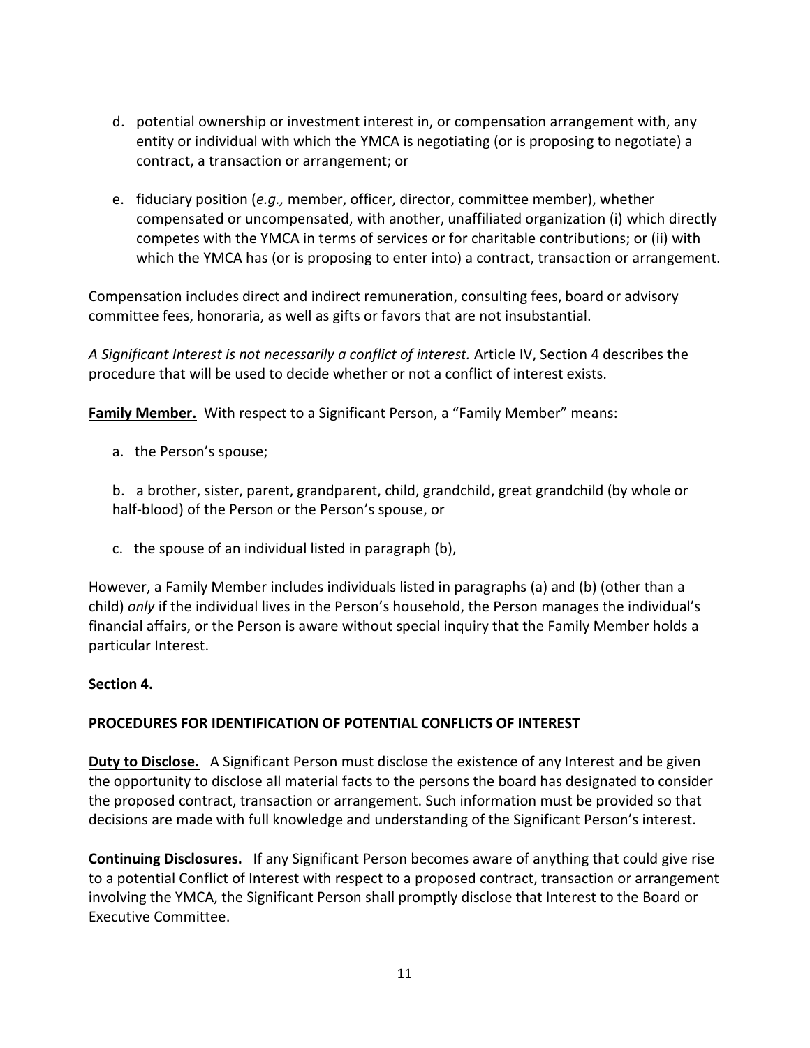d. potential ownership or investment interest in, or compensation arrangement with, any entity or individual with which the YMCA is negotiating (or is proposing to negotiate) a contract, a transaction or arrangement; or

e. fiduciary position (*e.g.,* member, officer, director, committee member), whether compensated or uncompensated, with another, unaffiliated organization (i) which directly competes with the YMCA in terms of services or for charitable contributions; or (ii) with which the YMCA has (or is proposing to enter into) a contract, transaction or arrangement.

Compensation includes direct and indirect remuneration, consulting fees, board or advisory committee fees, honoraria, as well as gifts or favors that are not insubstantial.

*A Significant Interest is not necessarily a conflict of interest.* Article IV, Section 4 describes the procedure that will be used to decide whether or not a conflict of interest exists.

**Family Member.** With respect to a Significant Person, a "Family Member" means:

a. the Person's spouse;

b. a brother, sister, parent, grandparent, child, grandchild, great grandchild (by whole or half-blood) of the Person or the Person's spouse, or

c. the spouse of an individual listed in paragraph (b),

However, a Family Member includes individuals listed in paragraphs (a) and (b) (other than a child) *only* if the individual lives in the Person's household, the Person manages the individual's financial affairs, or the Person is aware without special inquiry that the Family Member holds a particular Interest.

**Section 4.**

**PROCEDURES FOR IDENTIFICATION OF POTENTIAL CONFLICTS OF INTEREST**

**Duty to Disclose.** A Significant Person must disclose the existence of any Interest and be given the opportunity to disclose all material facts to the persons the board has designated to consider the proposed contract, transaction or arrangement. Such information must be provided so that decisions are made with full knowledge and understanding of the Significant Person's interest.

**Continuing Disclosures.** If any Significant Person becomes aware of anything that could give rise to a potential Conflict of Interest with respect to a proposed contract, transaction or arrangement involving the YMCA, the Significant Person shall promptly disclose that Interest to the Board or Executive Committee.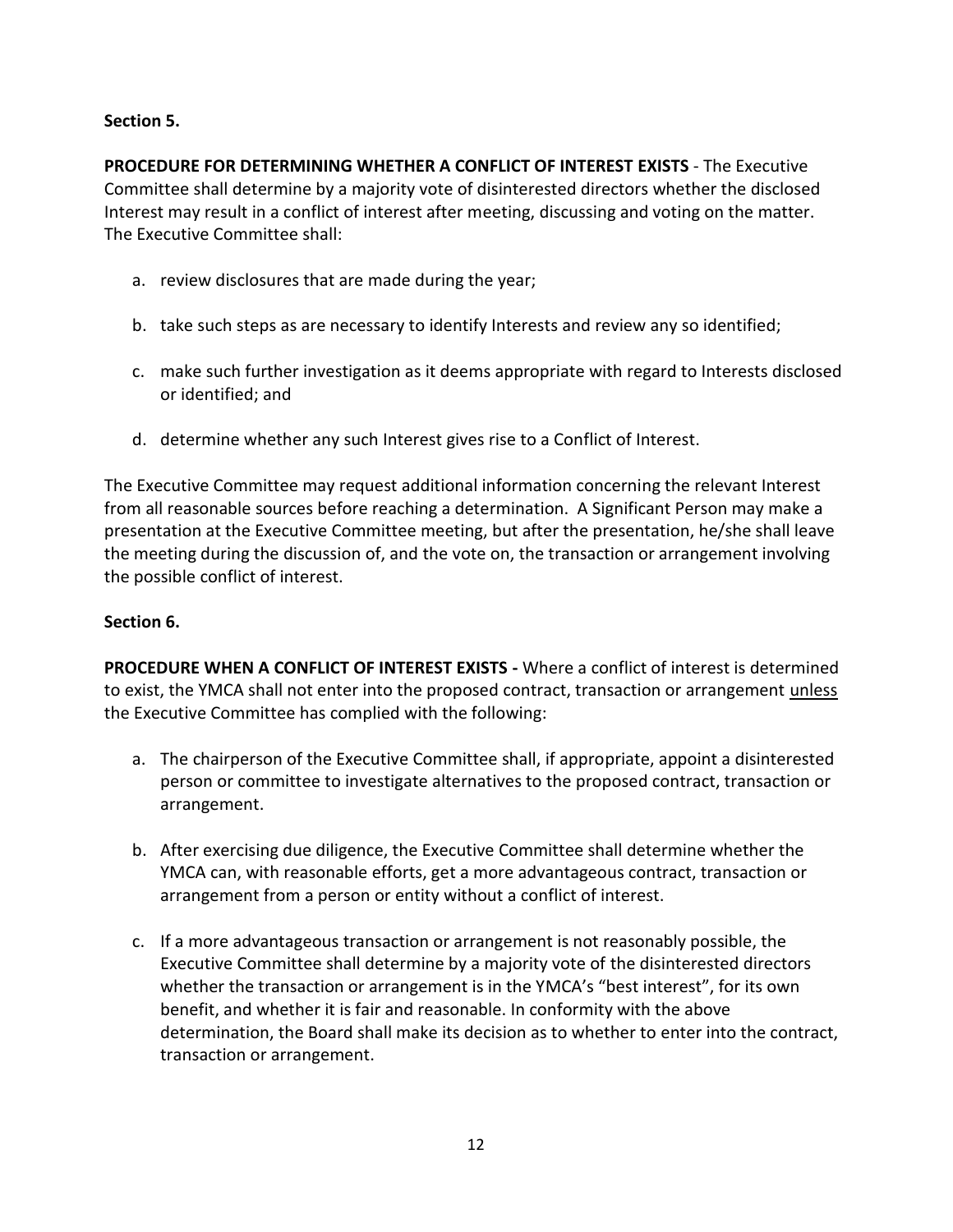**Section 5.**

**PROCEDURE FOR DETERMINING WHETHER A CONFLICT OF INTEREST EXISTS** - The Executive Committee shall determine by a majority vote of disinterested directors whether the disclosed Interest may result in a conflict of interest after meeting, discussing and voting on the matter. The Executive Committee shall:

a. review disclosures that are made during the year;

b. take such steps as are necessary to identify Interests and review any so identified;

c. make such further investigation as it deems appropriate with regard to Interests disclosed or identified; and

d. determine whether any such Interest gives rise to a Conflict of Interest.

The Executive Committee may request additional information concerning the relevant Interest from all reasonable sources before reaching a determination. A Significant Person may make a presentation at the Executive Committee meeting, but after the presentation, he/she shall leave the meeting during the discussion of, and the vote on, the transaction or arrangement involving the possible conflict of interest.

**Section 6.**

**PROCEDURE WHEN A CONFLICT OF INTEREST EXISTS -** Where a conflict of interest is determined to exist, the YMCA shall not enter into the proposed contract, transaction or arrangement unless the Executive Committee has complied with the following:

a. The chairperson of the Executive Committee shall, if appropriate, appoint a disinterested person or committee to investigate alternatives to the proposed contract, transaction or arrangement.

b. After exercising due diligence, the Executive Committee shall determine whether the YMCA can, with reasonable efforts, get a more advantageous contract, transaction or arrangement from a person or entity without a conflict of interest.

c. If a more advantageous transaction or arrangement is not reasonably possible, the Executive Committee shall determine by a majority vote of the disinterested directors whether the transaction or arrangement is in the YMCA's "best interest", for its own benefit, and whether it is fair and reasonable. In conformity with the above determination, the Board shall make its decision as to whether to enter into the contract, transaction or arrangement.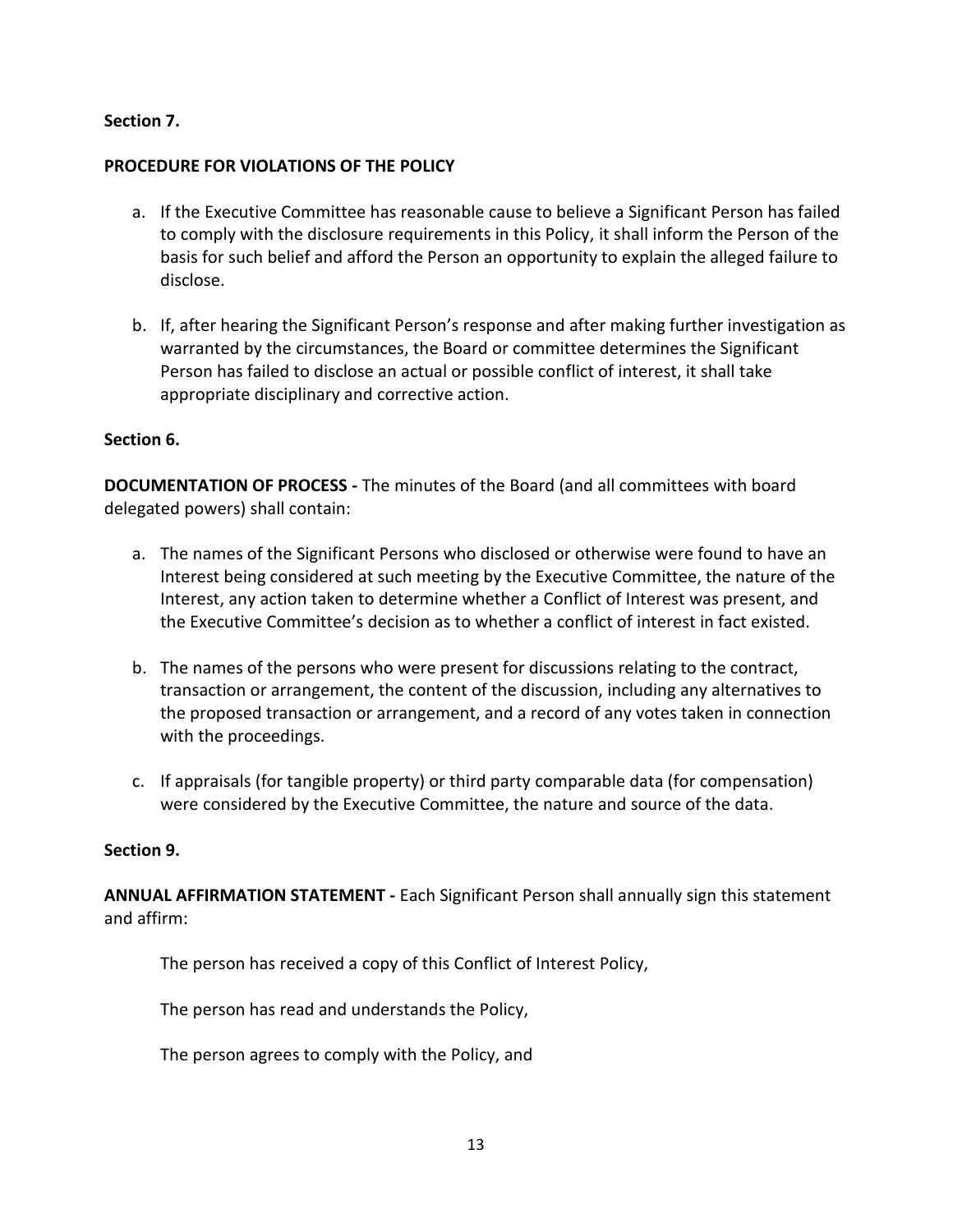**Section 7.**

**PROCEDURE FOR VIOLATIONS OF THE POLICY**

a. If the Executive Committee has reasonable cause to believe a Significant Person has failed to comply with the disclosure requirements in this Policy, it shall inform the Person of the basis for such belief and afford the Person an opportunity to explain the alleged failure to disclose.

b. If, after hearing the Significant Person's response and after making further investigation as warranted by the circumstances, the Board or committee determines the Significant Person has failed to disclose an actual or possible conflict of interest, it shall take appropriate disciplinary and corrective action.

**Section 6.**

**DOCUMENTATION OF PROCESS -** The minutes of the Board (and all committees with board delegated powers) shall contain:

a. The names of the Significant Persons who disclosed or otherwise were found to have an Interest being considered at such meeting by the Executive Committee, the nature of the Interest, any action taken to determine whether a Conflict of Interest was present, and the Executive Committee's decision as to whether a conflict of interest in fact existed.

b. The names of the persons who were present for discussions relating to the contract, transaction or arrangement, the content of the discussion, including any alternatives to the proposed transaction or arrangement, and a record of any votes taken in connection with the proceedings.

c. If appraisals (for tangible property) or third party comparable data (for compensation) were considered by the Executive Committee, the nature and source of the data.

**Section 9.**

**ANNUAL AFFIRMATION STATEMENT -** Each Significant Person shall annually sign this statement and affirm:

The person has received a copy of this Conflict of Interest Policy,

The person has read and understands the Policy,

The person agrees to comply with the Policy, and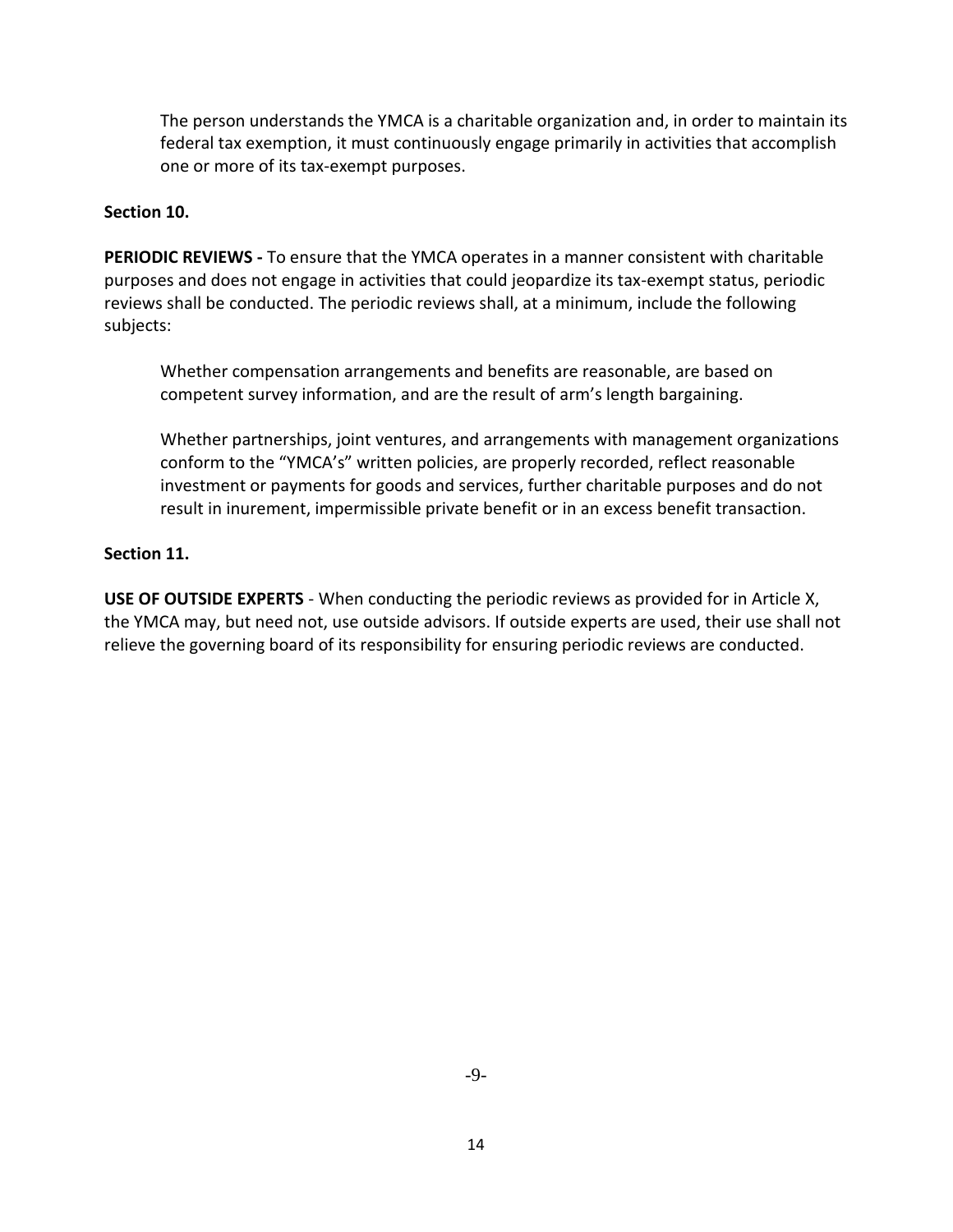The person understands the YMCA is a charitable organization and, in order to maintain its federal tax exemption, it must continuously engage primarily in activities that accomplish one or more of its tax-exempt purposes.

**Section 10.**

**PERIODIC REVIEWS -** To ensure that the YMCA operates in a manner consistent with charitable purposes and does not engage in activities that could jeopardize its tax-exempt status, periodic reviews shall be conducted. The periodic reviews shall, at a minimum, include the following subjects:

Whether compensation arrangements and benefits are reasonable, are based on competent survey information, and are the result of arm's length bargaining.

Whether partnerships, joint ventures, and arrangements with management organizations conform to the "YMCA's" written policies, are properly recorded, reflect reasonable investment or payments for goods and services, further charitable purposes and do not result in inurement, impermissible private benefit or in an excess benefit transaction.

**Section 11.**

**USE OF OUTSIDE EXPERTS** - When conducting the periodic reviews as provided for in Article X, the YMCA may, but need not, use outside advisors. If outside experts are used, their use shall not relieve the governing board of its responsibility for ensuring periodic reviews are conducted.